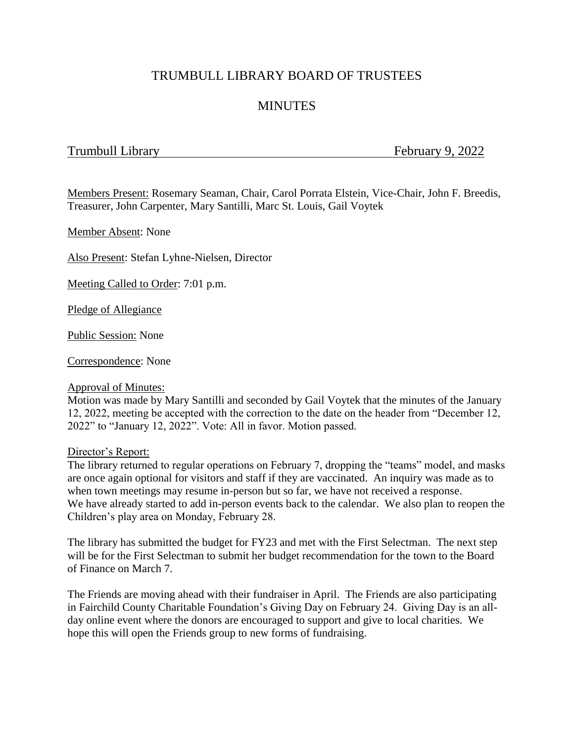# TRUMBULL LIBRARY BOARD OF TRUSTEES

## MINUTES

Trumbull Library February 9, 2022

Members Present: Rosemary Seaman, Chair, Carol Porrata Elstein, Vice-Chair, John F. Breedis, Treasurer, John Carpenter, Mary Santilli, Marc St. Louis, Gail Voytek

Member Absent: None

Also Present: Stefan Lyhne-Nielsen, Director

Meeting Called to Order: 7:01 p.m.

Pledge of Allegiance

Public Session: None

Correspondence: None

Approval of Minutes:
Motion was made by Mary Santilli and seconded by Gail Voytek that the minutes of the January 12, 2022, meeting be accepted with the correction to the date on the header from "December 12, 2022" to "January 12, 2022". Vote: All in favor. Motion passed.

Director's Report:
The library returned to regular operations on February 7, dropping the "teams" model, and masks are once again optional for visitors and staff if they are vaccinated. An inquiry was made as to when town meetings may resume in-person but so far, we have not received a response. We have already started to add in-person events back to the calendar. We also plan to reopen the Children's play area on Monday, February 28.

The library has submitted the budget for FY23 and met with the First Selectman. The next step will be for the First Selectman to submit her budget recommendation for the town to the Board of Finance on March 7.

The Friends are moving ahead with their fundraiser in April. The Friends are also participating in Fairchild County Charitable Foundation's Giving Day on February 24. Giving Day is an all-day online event where the donors are encouraged to support and give to local charities. We hope this will open the Friends group to new forms of fundraising.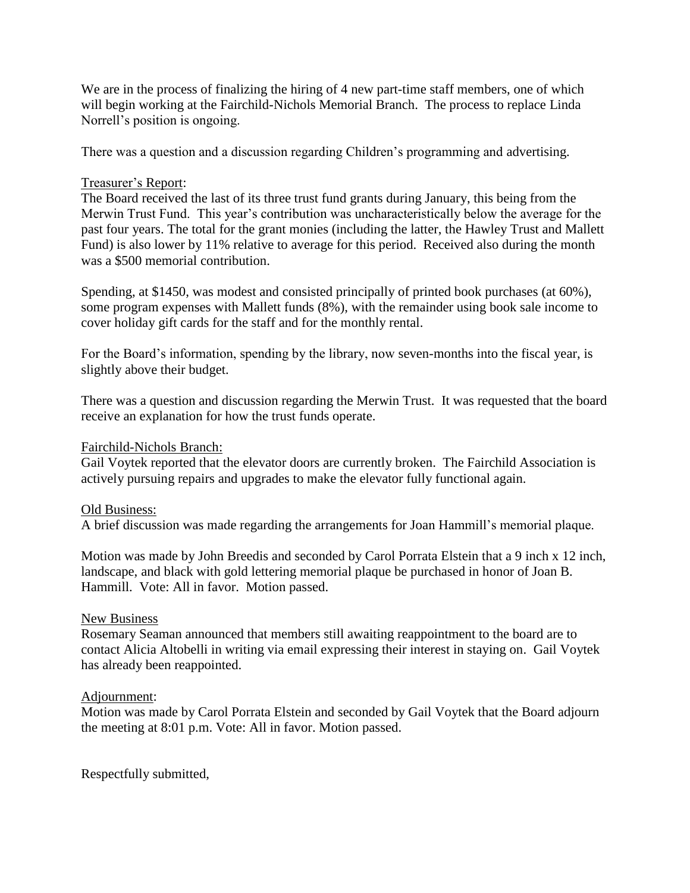We are in the process of finalizing the hiring of 4 new part-time staff members, one of which will begin working at the Fairchild-Nichols Memorial Branch. The process to replace Linda Norrell's position is ongoing.

There was a question and a discussion regarding Children's programming and advertising.

Treasurer's Report:

The Board received the last of its three trust fund grants during January, this being from the Merwin Trust Fund. This year's contribution was uncharacteristically below the average for the past four years. The total for the grant monies (including the latter, the Hawley Trust and Mallett Fund) is also lower by 11% relative to average for this period. Received also during the month was a $500 memorial contribution.

Spending, at $1450, was modest and consisted principally of printed book purchases (at 60%), some program expenses with Mallett funds (8%), with the remainder using book sale income to cover holiday gift cards for the staff and for the monthly rental.

For the Board's information, spending by the library, now seven-months into the fiscal year, is slightly above their budget.

There was a question and discussion regarding the Merwin Trust. It was requested that the board receive an explanation for how the trust funds operate.

Fairchild-Nichols Branch:

Gail Voytek reported that the elevator doors are currently broken. The Fairchild Association is actively pursuing repairs and upgrades to make the elevator fully functional again.

Old Business:

A brief discussion was made regarding the arrangements for Joan Hammill's memorial plaque.

Motion was made by John Breedis and seconded by Carol Porrata Elstein that a 9 inch x 12 inch, landscape, and black with gold lettering memorial plaque be purchased in honor of Joan B. Hammill. Vote: All in favor. Motion passed.

New Business

Rosemary Seaman announced that members still awaiting reappointment to the board are to contact Alicia Altobelli in writing via email expressing their interest in staying on. Gail Voytek has already been reappointed.

Adjournment:

Motion was made by Carol Porrata Elstein and seconded by Gail Voytek that the Board adjourn the meeting at 8:01 p.m. Vote: All in favor. Motion passed.

Respectfully submitted,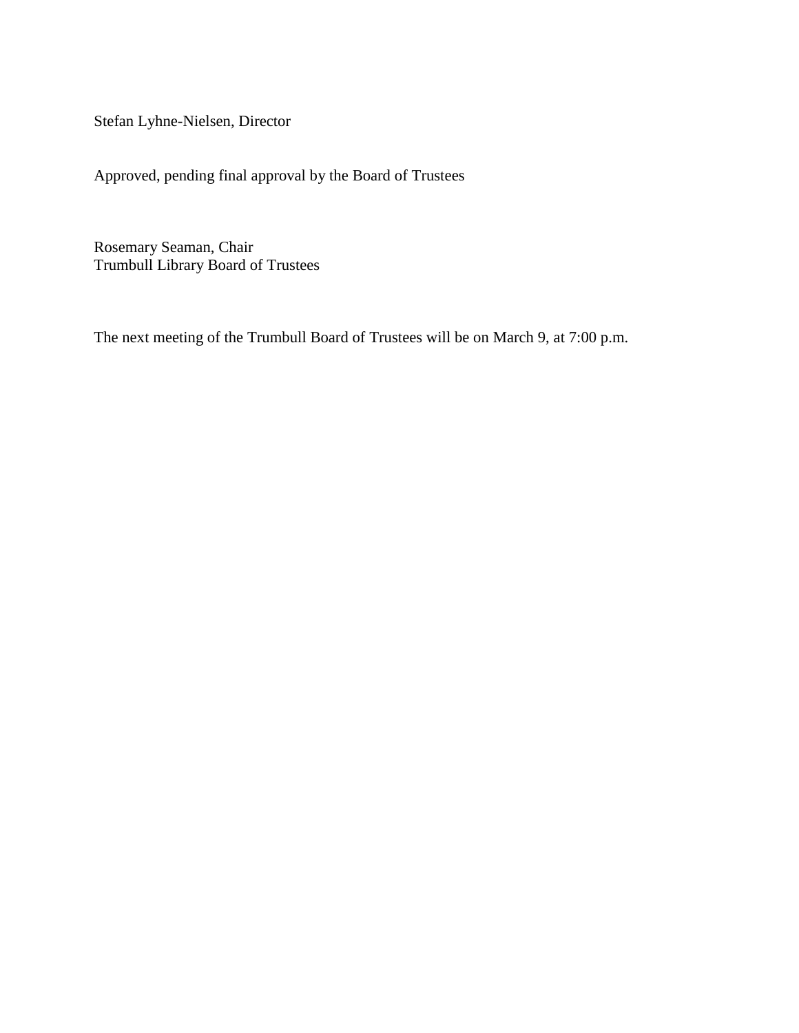Stefan Lyhne-Nielsen, Director

Approved, pending final approval by the Board of Trustees

Rosemary Seaman, Chair
Trumbull Library Board of Trustees

The next meeting of the Trumbull Board of Trustees will be on March 9, at 7:00 p.m.